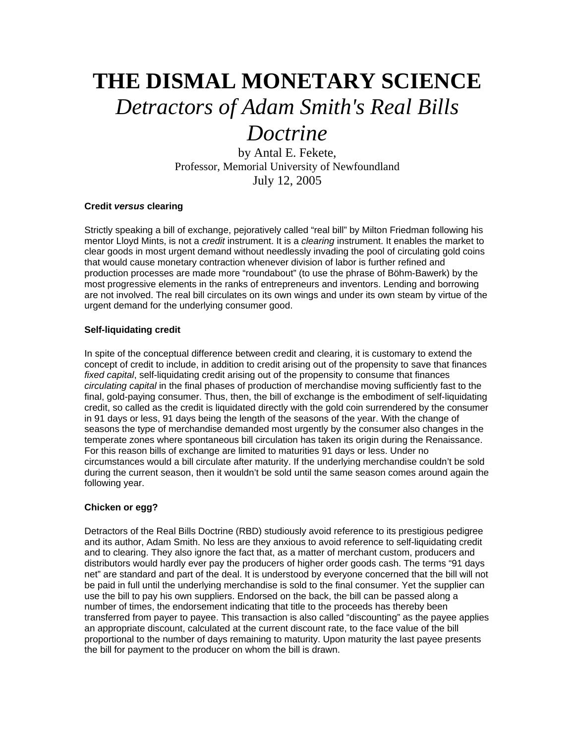# THE DISMAL MONETARY SCIENCE

## *Detractors of Adam Smith's Real Bills Doctrine*

by Antal E. Fekete,
Professor, Memorial University of Newfoundland
July 12, 2005

**Credit *versus* clearing**

Strictly speaking a bill of exchange, pejoratively called "real bill" by Milton Friedman following his mentor Lloyd Mints, is not a *credit* instrument. It is a *clearing* instrument. It enables the market to clear goods in most urgent demand without needlessly invading the pool of circulating gold coins that would cause monetary contraction whenever division of labor is further refined and production processes are made more "roundabout" (to use the phrase of Böhm-Bawerk) by the most progressive elements in the ranks of entrepreneurs and inventors. Lending and borrowing are not involved. The real bill circulates on its own wings and under its own steam by virtue of the urgent demand for the underlying consumer good.

**Self-liquidating credit**

In spite of the conceptual difference between credit and clearing, it is customary to extend the concept of credit to include, in addition to credit arising out of the propensity to save that finances *fixed capital*, self-liquidating credit arising out of the propensity to consume that finances *circulating capital* in the final phases of production of merchandise moving sufficiently fast to the final, gold-paying consumer. Thus, then, the bill of exchange is the embodiment of self-liquidating credit, so called as the credit is liquidated directly with the gold coin surrendered by the consumer in 91 days or less, 91 days being the length of the seasons of the year. With the change of seasons the type of merchandise demanded most urgently by the consumer also changes in the temperate zones where spontaneous bill circulation has taken its origin during the Renaissance. For this reason bills of exchange are limited to maturities 91 days or less. Under no circumstances would a bill circulate after maturity. If the underlying merchandise couldn't be sold during the current season, then it wouldn't be sold until the same season comes around again the following year.

**Chicken or egg?**

Detractors of the Real Bills Doctrine (RBD) studiously avoid reference to its prestigious pedigree and its author, Adam Smith. No less are they anxious to avoid reference to self-liquidating credit and to clearing. They also ignore the fact that, as a matter of merchant custom, producers and distributors would hardly ever pay the producers of higher order goods cash. The terms "91 days net" are standard and part of the deal. It is understood by everyone concerned that the bill will not be paid in full until the underlying merchandise is sold to the final consumer. Yet the supplier can use the bill to pay his own suppliers. Endorsed on the back, the bill can be passed along a number of times, the endorsement indicating that title to the proceeds has thereby been transferred from payer to payee. This transaction is also called "discounting" as the payee applies an appropriate discount, calculated at the current discount rate, to the face value of the bill proportional to the number of days remaining to maturity. Upon maturity the last payee presents the bill for payment to the producer on whom the bill is drawn.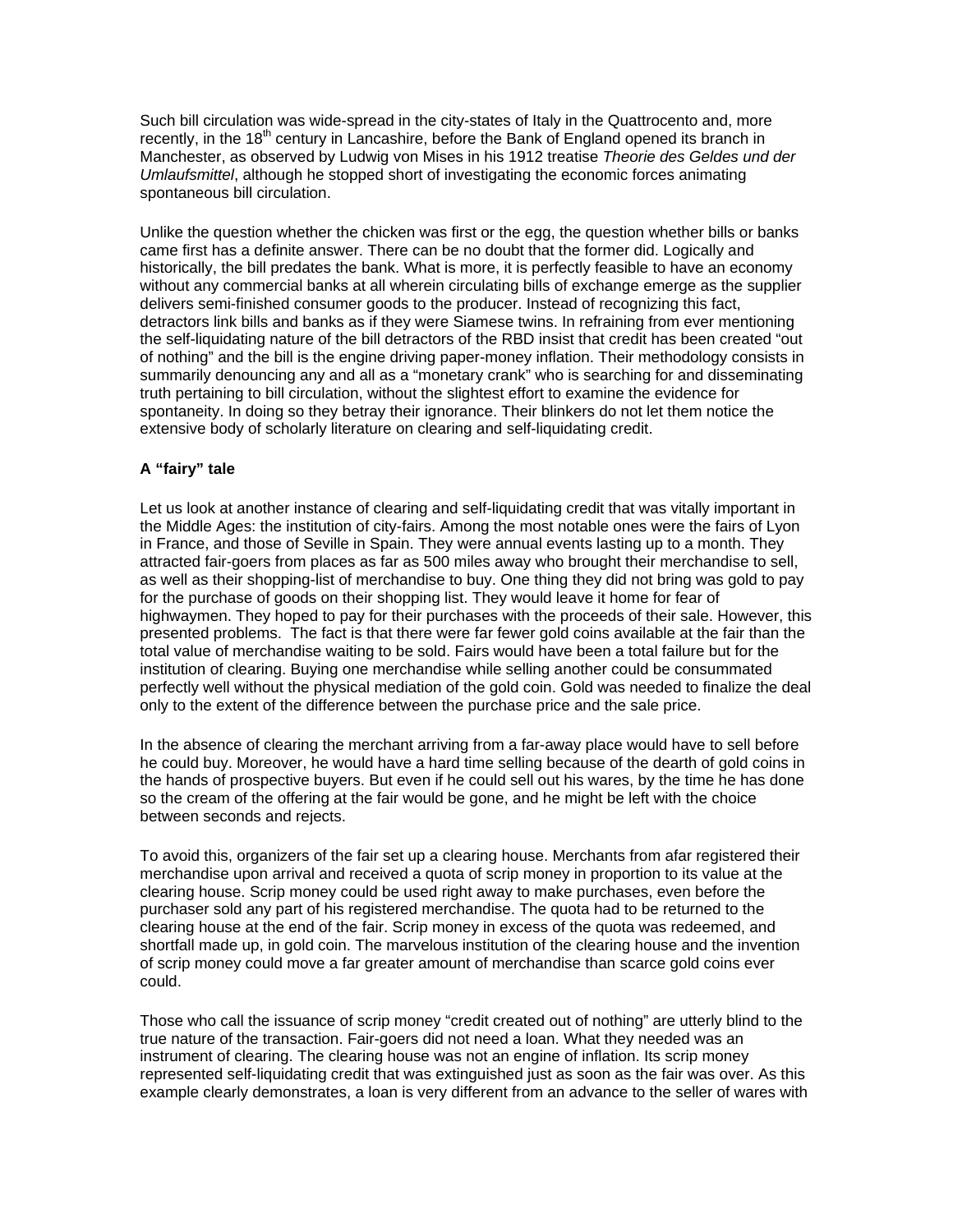Such bill circulation was wide-spread in the city-states of Italy in the Quattrocento and, more recently, in the 18th century in Lancashire, before the Bank of England opened its branch in Manchester, as observed by Ludwig von Mises in his 1912 treatise *Theorie des Geldes und der Umlaufsmittel*, although he stopped short of investigating the economic forces animating spontaneous bill circulation.

Unlike the question whether the chicken was first or the egg, the question whether bills or banks came first has a definite answer. There can be no doubt that the former did. Logically and historically, the bill predates the bank. What is more, it is perfectly feasible to have an economy without any commercial banks at all wherein circulating bills of exchange emerge as the supplier delivers semi-finished consumer goods to the producer. Instead of recognizing this fact, detractors link bills and banks as if they were Siamese twins. In refraining from ever mentioning the self-liquidating nature of the bill detractors of the RBD insist that credit has been created "out of nothing" and the bill is the engine driving paper-money inflation. Their methodology consists in summarily denouncing any and all as a "monetary crank" who is searching for and disseminating truth pertaining to bill circulation, without the slightest effort to examine the evidence for spontaneity. In doing so they betray their ignorance. Their blinkers do not let them notice the extensive body of scholarly literature on clearing and self-liquidating credit.

### A "fairy" tale

Let us look at another instance of clearing and self-liquidating credit that was vitally important in the Middle Ages: the institution of city-fairs. Among the most notable ones were the fairs of Lyon in France, and those of Seville in Spain. They were annual events lasting up to a month. They attracted fair-goers from places as far as 500 miles away who brought their merchandise to sell, as well as their shopping-list of merchandise to buy. One thing they did not bring was gold to pay for the purchase of goods on their shopping list. They would leave it home for fear of highwaymen. They hoped to pay for their purchases with the proceeds of their sale. However, this presented problems. The fact is that there were far fewer gold coins available at the fair than the total value of merchandise waiting to be sold. Fairs would have been a total failure but for the institution of clearing. Buying one merchandise while selling another could be consummated perfectly well without the physical mediation of the gold coin. Gold was needed to finalize the deal only to the extent of the difference between the purchase price and the sale price.

In the absence of clearing the merchant arriving from a far-away place would have to sell before he could buy. Moreover, he would have a hard time selling because of the dearth of gold coins in the hands of prospective buyers. But even if he could sell out his wares, by the time he has done so the cream of the offering at the fair would be gone, and he might be left with the choice between seconds and rejects.

To avoid this, organizers of the fair set up a clearing house. Merchants from afar registered their merchandise upon arrival and received a quota of scrip money in proportion to its value at the clearing house. Scrip money could be used right away to make purchases, even before the purchaser sold any part of his registered merchandise. The quota had to be returned to the clearing house at the end of the fair. Scrip money in excess of the quota was redeemed, and shortfall made up, in gold coin. The marvelous institution of the clearing house and the invention of scrip money could move a far greater amount of merchandise than scarce gold coins ever could.

Those who call the issuance of scrip money "credit created out of nothing" are utterly blind to the true nature of the transaction. Fair-goers did not need a loan. What they needed was an instrument of clearing. The clearing house was not an engine of inflation. Its scrip money represented self-liquidating credit that was extinguished just as soon as the fair was over. As this example clearly demonstrates, a loan is very different from an advance to the seller of wares with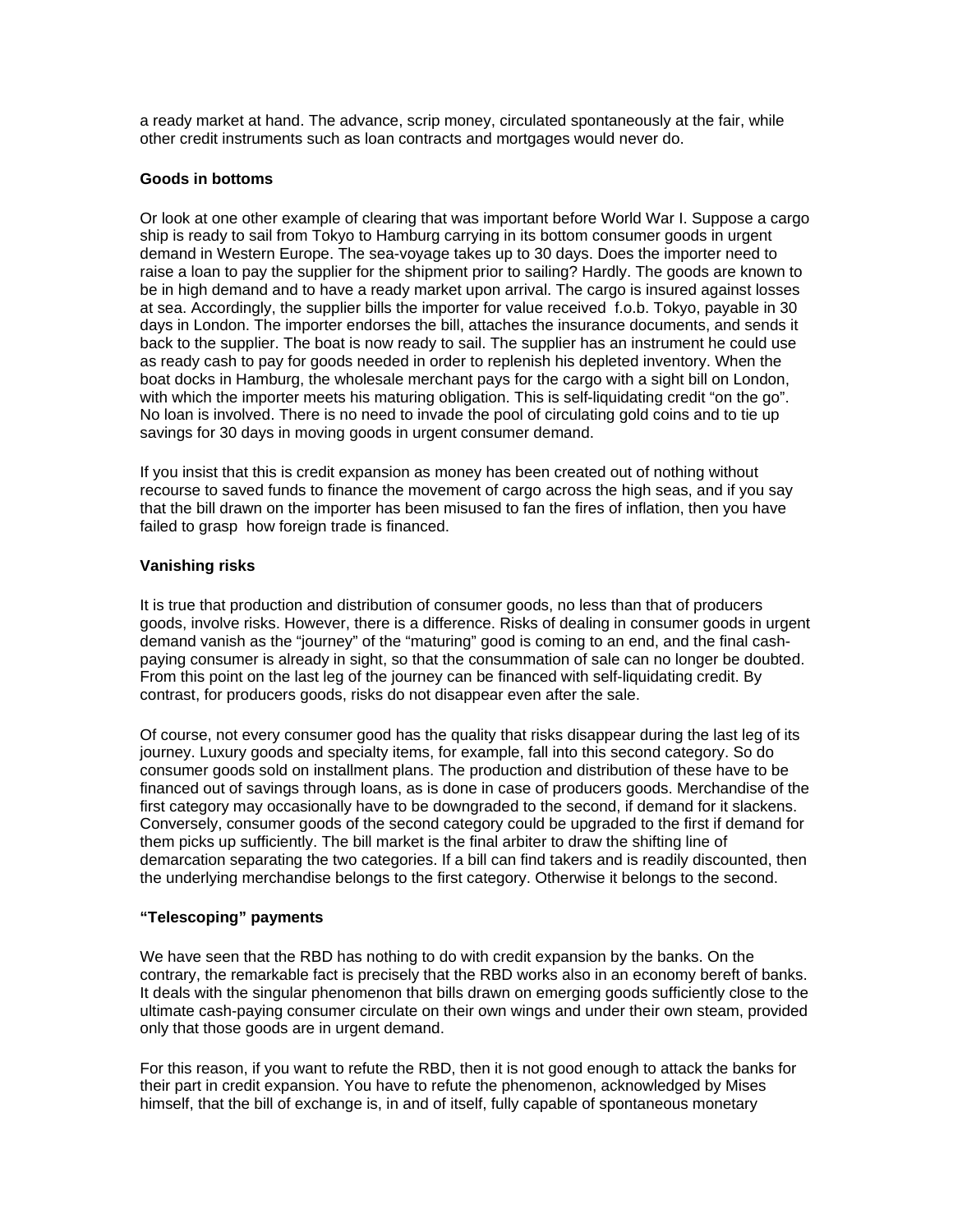a ready market at hand. The advance, scrip money, circulated spontaneously at the fair, while other credit instruments such as loan contracts and mortgages would never do.

**Goods in bottoms**

Or look at one other example of clearing that was important before World War I. Suppose a cargo ship is ready to sail from Tokyo to Hamburg carrying in its bottom consumer goods in urgent demand in Western Europe. The sea-voyage takes up to 30 days. Does the importer need to raise a loan to pay the supplier for the shipment prior to sailing? Hardly. The goods are known to be in high demand and to have a ready market upon arrival. The cargo is insured against losses at sea. Accordingly, the supplier bills the importer for value received f.o.b. Tokyo, payable in 30 days in London. The importer endorses the bill, attaches the insurance documents, and sends it back to the supplier. The boat is now ready to sail. The supplier has an instrument he could use as ready cash to pay for goods needed in order to replenish his depleted inventory. When the boat docks in Hamburg, the wholesale merchant pays for the cargo with a sight bill on London, with which the importer meets his maturing obligation. This is self-liquidating credit "on the go". No loan is involved. There is no need to invade the pool of circulating gold coins and to tie up savings for 30 days in moving goods in urgent consumer demand.

If you insist that this is credit expansion as money has been created out of nothing without recourse to saved funds to finance the movement of cargo across the high seas, and if you say that the bill drawn on the importer has been misused to fan the fires of inflation, then you have failed to grasp how foreign trade is financed.

**Vanishing risks**

It is true that production and distribution of consumer goods, no less than that of producers goods, involve risks. However, there is a difference. Risks of dealing in consumer goods in urgent demand vanish as the "journey" of the "maturing" good is coming to an end, and the final cash-paying consumer is already in sight, so that the consummation of sale can no longer be doubted. From this point on the last leg of the journey can be financed with self-liquidating credit. By contrast, for producers goods, risks do not disappear even after the sale.

Of course, not every consumer good has the quality that risks disappear during the last leg of its journey. Luxury goods and specialty items, for example, fall into this second category. So do consumer goods sold on installment plans. The production and distribution of these have to be financed out of savings through loans, as is done in case of producers goods. Merchandise of the first category may occasionally have to be downgraded to the second, if demand for it slackens. Conversely, consumer goods of the second category could be upgraded to the first if demand for them picks up sufficiently. The bill market is the final arbiter to draw the shifting line of demarcation separating the two categories. If a bill can find takers and is readily discounted, then the underlying merchandise belongs to the first category. Otherwise it belongs to the second.

**"Telescoping" payments**

We have seen that the RBD has nothing to do with credit expansion by the banks. On the contrary, the remarkable fact is precisely that the RBD works also in an economy bereft of banks. It deals with the singular phenomenon that bills drawn on emerging goods sufficiently close to the ultimate cash-paying consumer circulate on their own wings and under their own steam, provided only that those goods are in urgent demand.

For this reason, if you want to refute the RBD, then it is not good enough to attack the banks for their part in credit expansion. You have to refute the phenomenon, acknowledged by Mises himself, that the bill of exchange is, in and of itself, fully capable of spontaneous monetary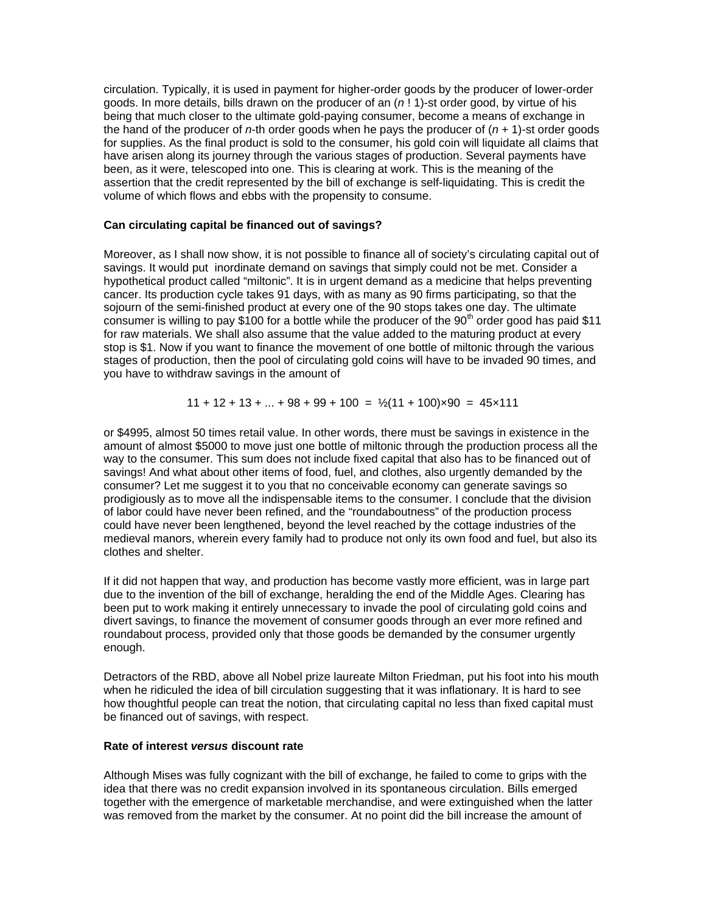circulation. Typically, it is used in payment for higher-order goods by the producer of lower-order goods. In more details, bills drawn on the producer of an ($n$ ! 1)-st order good, by virtue of his being that much closer to the ultimate gold-paying consumer, become a means of exchange in the hand of the producer of $n$-th order goods when he pays the producer of ($n$ + 1)-st order goods for supplies. As the final product is sold to the consumer, his gold coin will liquidate all claims that have arisen along its journey through the various stages of production. Several payments have been, as it were, telescoped into one. This is clearing at work. This is the meaning of the assertion that the credit represented by the bill of exchange is self-liquidating. This is credit the volume of which flows and ebbs with the propensity to consume.

### Can circulating capital be financed out of savings?

Moreover, as I shall now show, it is not possible to finance all of society's circulating capital out of savings. It would put inordinate demand on savings that simply could not be met. Consider a hypothetical product called "miltonic". It is in urgent demand as a medicine that helps preventing cancer. Its production cycle takes 91 days, with as many as 90 firms participating, so that the sojourn of the semi-finished product at every one of the 90 stops takes one day. The ultimate consumer is willing to pay \$100 for a bottle while the producer of the 90th order good has paid \$11 for raw materials. We shall also assume that the value added to the maturing product at every stop is \$1. Now if you want to finance the movement of one bottle of miltonic through the various stages of production, then the pool of circulating gold coins will have to be invaded 90 times, and you have to withdraw savings in the amount of

$$11 + 12 + 13 + ... + 98 + 99 + 100 = \tfrac{1}{2}(11 + 100)\times 90 = 45\times 111$$

or \$4995, almost 50 times retail value. In other words, there must be savings in existence in the amount of almost \$5000 to move just one bottle of miltonic through the production process all the way to the consumer. This sum does not include fixed capital that also has to be financed out of savings! And what about other items of food, fuel, and clothes, also urgently demanded by the consumer? Let me suggest it to you that no conceivable economy can generate savings so prodigiously as to move all the indispensable items to the consumer. I conclude that the division of labor could have never been refined, and the "roundaboutness" of the production process could have never been lengthened, beyond the level reached by the cottage industries of the medieval manors, wherein every family had to produce not only its own food and fuel, but also its clothes and shelter.

If it did not happen that way, and production has become vastly more efficient, was in large part due to the invention of the bill of exchange, heralding the end of the Middle Ages. Clearing has been put to work making it entirely unnecessary to invade the pool of circulating gold coins and divert savings, to finance the movement of consumer goods through an ever more refined and roundabout process, provided only that those goods be demanded by the consumer urgently enough.

Detractors of the RBD, above all Nobel prize laureate Milton Friedman, put his foot into his mouth when he ridiculed the idea of bill circulation suggesting that it was inflationary. It is hard to see how thoughtful people can treat the notion, that circulating capital no less than fixed capital must be financed out of savings, with respect.

### Rate of interest *versus* discount rate

Although Mises was fully cognizant with the bill of exchange, he failed to come to grips with the idea that there was no credit expansion involved in its spontaneous circulation. Bills emerged together with the emergence of marketable merchandise, and were extinguished when the latter was removed from the market by the consumer. At no point did the bill increase the amount of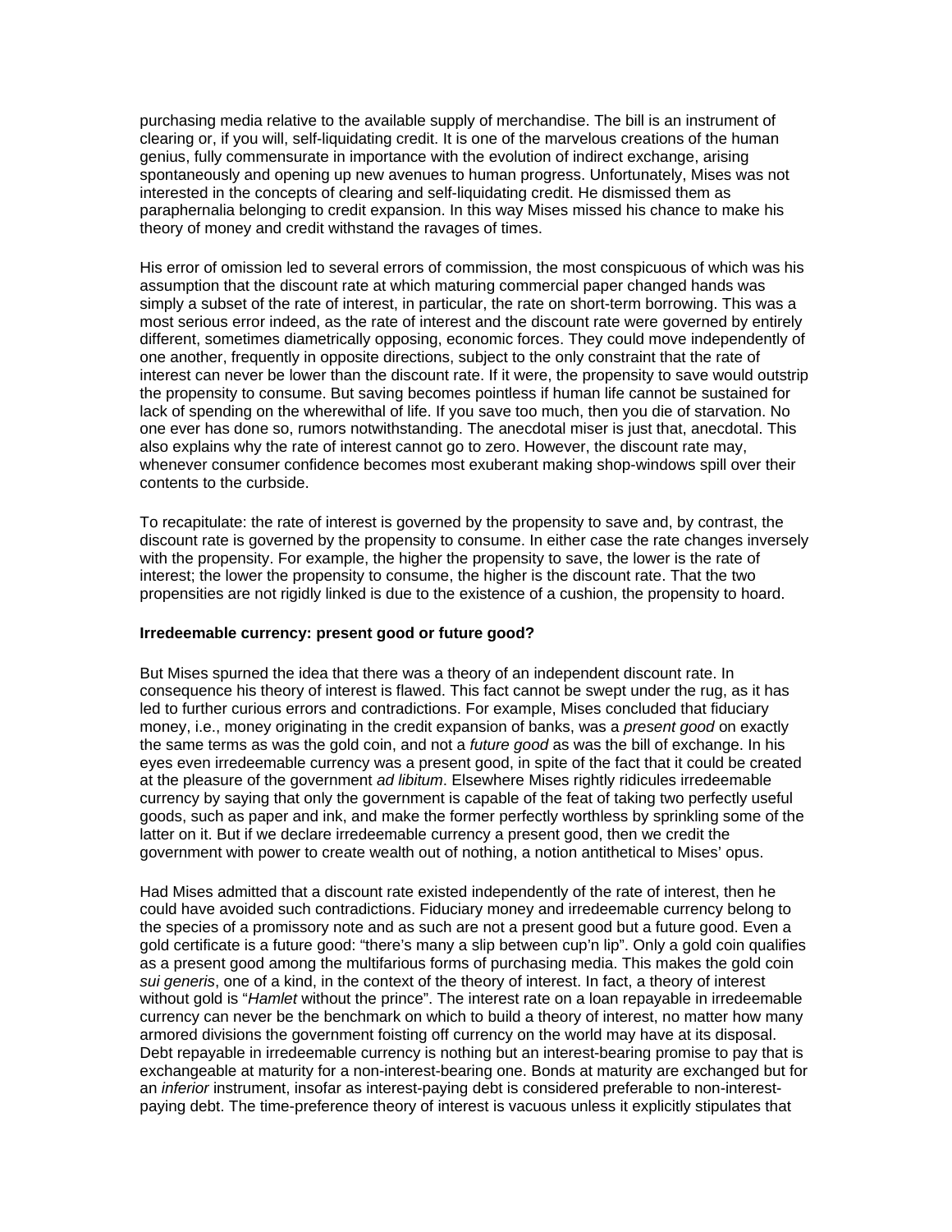purchasing media relative to the available supply of merchandise. The bill is an instrument of clearing or, if you will, self-liquidating credit. It is one of the marvelous creations of the human genius, fully commensurate in importance with the evolution of indirect exchange, arising spontaneously and opening up new avenues to human progress. Unfortunately, Mises was not interested in the concepts of clearing and self-liquidating credit. He dismissed them as paraphernalia belonging to credit expansion. In this way Mises missed his chance to make his theory of money and credit withstand the ravages of times.

His error of omission led to several errors of commission, the most conspicuous of which was his assumption that the discount rate at which maturing commercial paper changed hands was simply a subset of the rate of interest, in particular, the rate on short-term borrowing. This was a most serious error indeed, as the rate of interest and the discount rate were governed by entirely different, sometimes diametrically opposing, economic forces. They could move independently of one another, frequently in opposite directions, subject to the only constraint that the rate of interest can never be lower than the discount rate. If it were, the propensity to save would outstrip the propensity to consume. But saving becomes pointless if human life cannot be sustained for lack of spending on the wherewithal of life. If you save too much, then you die of starvation. No one ever has done so, rumors notwithstanding. The anecdotal miser is just that, anecdotal. This also explains why the rate of interest cannot go to zero. However, the discount rate may, whenever consumer confidence becomes most exuberant making shop-windows spill over their contents to the curbside.

To recapitulate: the rate of interest is governed by the propensity to save and, by contrast, the discount rate is governed by the propensity to consume. In either case the rate changes inversely with the propensity. For example, the higher the propensity to save, the lower is the rate of interest; the lower the propensity to consume, the higher is the discount rate. That the two propensities are not rigidly linked is due to the existence of a cushion, the propensity to hoard.

**Irredeemable currency: present good or future good?**

But Mises spurned the idea that there was a theory of an independent discount rate. In consequence his theory of interest is flawed. This fact cannot be swept under the rug, as it has led to further curious errors and contradictions. For example, Mises concluded that fiduciary money, i.e., money originating in the credit expansion of banks, was a *present good* on exactly the same terms as was the gold coin, and not a *future good* as was the bill of exchange. In his eyes even irredeemable currency was a present good, in spite of the fact that it could be created at the pleasure of the government *ad libitum*. Elsewhere Mises rightly ridicules irredeemable currency by saying that only the government is capable of the feat of taking two perfectly useful goods, such as paper and ink, and make the former perfectly worthless by sprinkling some of the latter on it. But if we declare irredeemable currency a present good, then we credit the government with power to create wealth out of nothing, a notion antithetical to Mises' opus.

Had Mises admitted that a discount rate existed independently of the rate of interest, then he could have avoided such contradictions. Fiduciary money and irredeemable currency belong to the species of a promissory note and as such are not a present good but a future good. Even a gold certificate is a future good: "there's many a slip between cup'n lip". Only a gold coin qualifies as a present good among the multifarious forms of purchasing media. This makes the gold coin *sui generis*, one of a kind, in the context of the theory of interest. In fact, a theory of interest without gold is "*Hamlet* without the prince". The interest rate on a loan repayable in irredeemable currency can never be the benchmark on which to build a theory of interest, no matter how many armored divisions the government foisting off currency on the world may have at its disposal. Debt repayable in irredeemable currency is nothing but an interest-bearing promise to pay that is exchangeable at maturity for a non-interest-bearing one. Bonds at maturity are exchanged but for an *inferior* instrument, insofar as interest-paying debt is considered preferable to non-interest-paying debt. The time-preference theory of interest is vacuous unless it explicitly stipulates that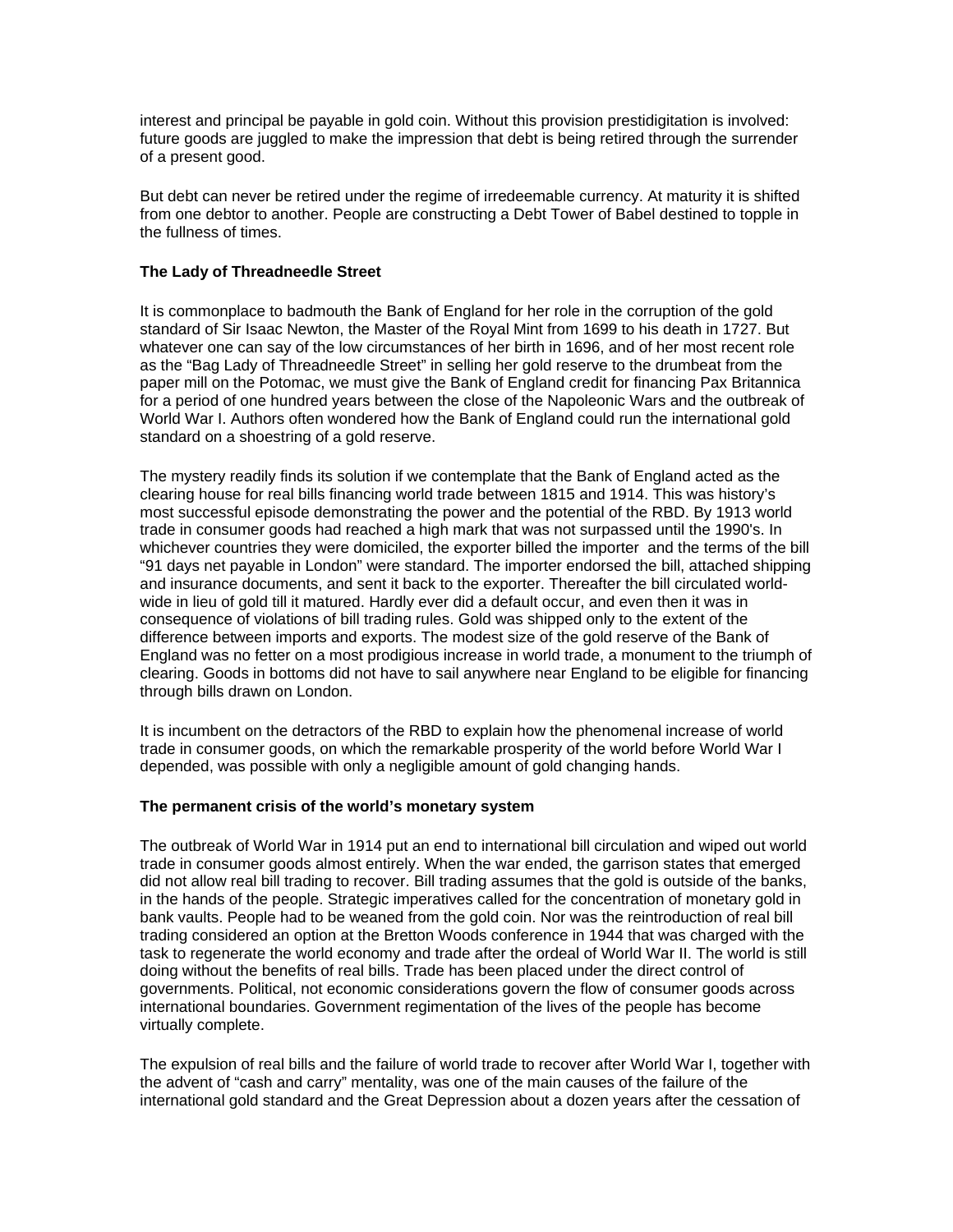interest and principal be payable in gold coin. Without this provision prestidigitation is involved: future goods are juggled to make the impression that debt is being retired through the surrender of a present good.

But debt can never be retired under the regime of irredeemable currency. At maturity it is shifted from one debtor to another. People are constructing a Debt Tower of Babel destined to topple in the fullness of times.

**The Lady of Threadneedle Street**

It is commonplace to badmouth the Bank of England for her role in the corruption of the gold standard of Sir Isaac Newton, the Master of the Royal Mint from 1699 to his death in 1727. But whatever one can say of the low circumstances of her birth in 1696, and of her most recent role as the "Bag Lady of Threadneedle Street" in selling her gold reserve to the drumbeat from the paper mill on the Potomac, we must give the Bank of England credit for financing Pax Britannica for a period of one hundred years between the close of the Napoleonic Wars and the outbreak of World War I. Authors often wondered how the Bank of England could run the international gold standard on a shoestring of a gold reserve.

The mystery readily finds its solution if we contemplate that the Bank of England acted as the clearing house for real bills financing world trade between 1815 and 1914. This was history's most successful episode demonstrating the power and the potential of the RBD. By 1913 world trade in consumer goods had reached a high mark that was not surpassed until the 1990's. In whichever countries they were domiciled, the exporter billed the importer and the terms of the bill "91 days net payable in London" were standard. The importer endorsed the bill, attached shipping and insurance documents, and sent it back to the exporter. Thereafter the bill circulated world-wide in lieu of gold till it matured. Hardly ever did a default occur, and even then it was in consequence of violations of bill trading rules. Gold was shipped only to the extent of the difference between imports and exports. The modest size of the gold reserve of the Bank of England was no fetter on a most prodigious increase in world trade, a monument to the triumph of clearing. Goods in bottoms did not have to sail anywhere near England to be eligible for financing through bills drawn on London.

It is incumbent on the detractors of the RBD to explain how the phenomenal increase of world trade in consumer goods, on which the remarkable prosperity of the world before World War I depended, was possible with only a negligible amount of gold changing hands.

**The permanent crisis of the world's monetary system**

The outbreak of World War in 1914 put an end to international bill circulation and wiped out world trade in consumer goods almost entirely. When the war ended, the garrison states that emerged did not allow real bill trading to recover. Bill trading assumes that the gold is outside of the banks, in the hands of the people. Strategic imperatives called for the concentration of monetary gold in bank vaults. People had to be weaned from the gold coin. Nor was the reintroduction of real bill trading considered an option at the Bretton Woods conference in 1944 that was charged with the task to regenerate the world economy and trade after the ordeal of World War II. The world is still doing without the benefits of real bills. Trade has been placed under the direct control of governments. Political, not economic considerations govern the flow of consumer goods across international boundaries. Government regimentation of the lives of the people has become virtually complete.

The expulsion of real bills and the failure of world trade to recover after World War I, together with the advent of "cash and carry" mentality, was one of the main causes of the failure of the international gold standard and the Great Depression about a dozen years after the cessation of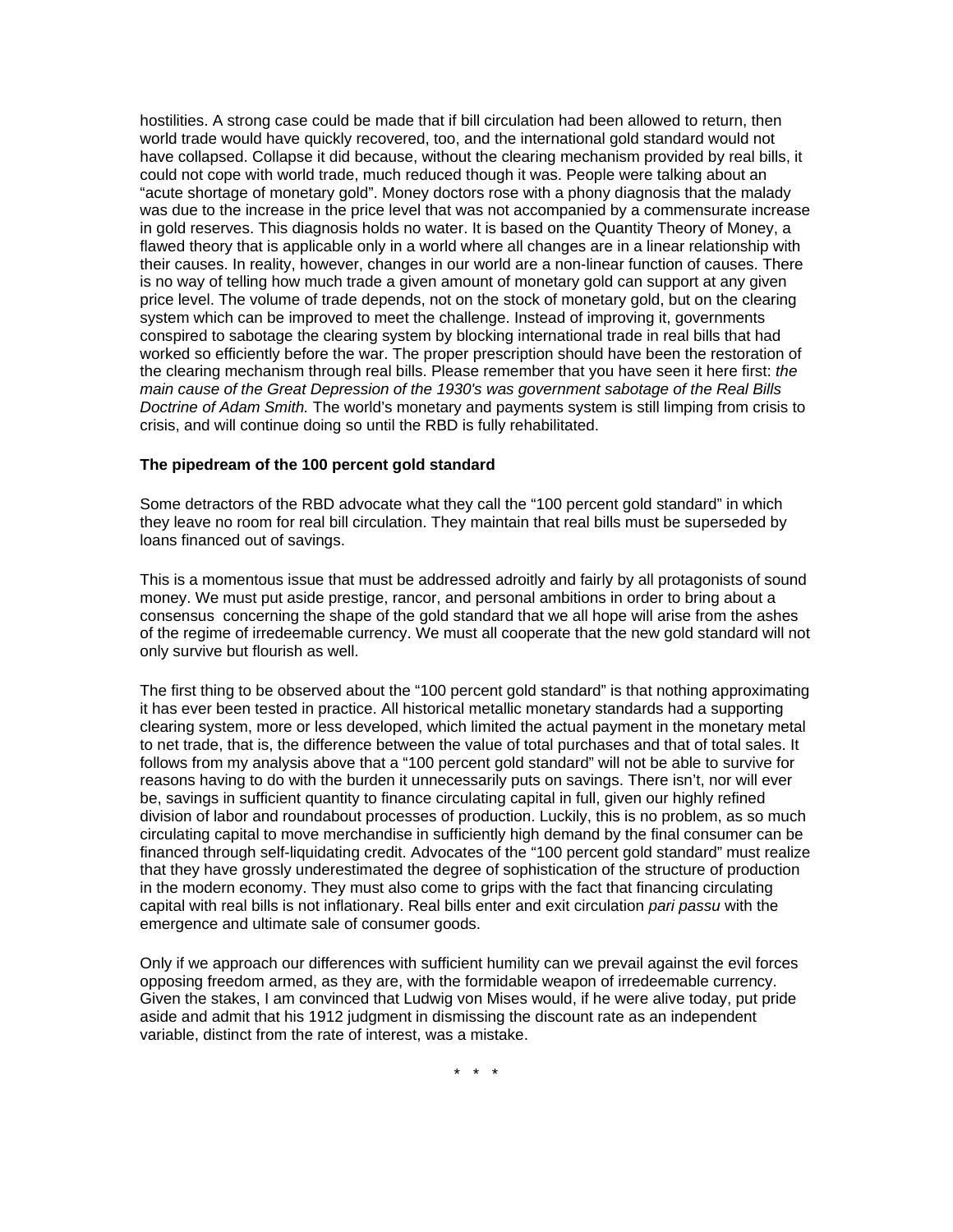hostilities. A strong case could be made that if bill circulation had been allowed to return, then world trade would have quickly recovered, too, and the international gold standard would not have collapsed. Collapse it did because, without the clearing mechanism provided by real bills, it could not cope with world trade, much reduced though it was. People were talking about an "acute shortage of monetary gold". Money doctors rose with a phony diagnosis that the malady was due to the increase in the price level that was not accompanied by a commensurate increase in gold reserves. This diagnosis holds no water. It is based on the Quantity Theory of Money, a flawed theory that is applicable only in a world where all changes are in a linear relationship with their causes. In reality, however, changes in our world are a non-linear function of causes. There is no way of telling how much trade a given amount of monetary gold can support at any given price level. The volume of trade depends, not on the stock of monetary gold, but on the clearing system which can be improved to meet the challenge. Instead of improving it, governments conspired to sabotage the clearing system by blocking international trade in real bills that had worked so efficiently before the war. The proper prescription should have been the restoration of the clearing mechanism through real bills. Please remember that you have seen it here first: *the main cause of the Great Depression of the 1930's was government sabotage of the Real Bills Doctrine of Adam Smith.* The world's monetary and payments system is still limping from crisis to crisis, and will continue doing so until the RBD is fully rehabilitated.

**The pipedream of the 100 percent gold standard**

Some detractors of the RBD advocate what they call the "100 percent gold standard" in which they leave no room for real bill circulation. They maintain that real bills must be superseded by loans financed out of savings.

This is a momentous issue that must be addressed adroitly and fairly by all protagonists of sound money. We must put aside prestige, rancor, and personal ambitions in order to bring about a consensus concerning the shape of the gold standard that we all hope will arise from the ashes of the regime of irredeemable currency. We must all cooperate that the new gold standard will not only survive but flourish as well.

The first thing to be observed about the "100 percent gold standard" is that nothing approximating it has ever been tested in practice. All historical metallic monetary standards had a supporting clearing system, more or less developed, which limited the actual payment in the monetary metal to net trade, that is, the difference between the value of total purchases and that of total sales. It follows from my analysis above that a "100 percent gold standard" will not be able to survive for reasons having to do with the burden it unnecessarily puts on savings. There isn't, nor will ever be, savings in sufficient quantity to finance circulating capital in full, given our highly refined division of labor and roundabout processes of production. Luckily, this is no problem, as so much circulating capital to move merchandise in sufficiently high demand by the final consumer can be financed through self-liquidating credit. Advocates of the "100 percent gold standard" must realize that they have grossly underestimated the degree of sophistication of the structure of production in the modern economy. They must also come to grips with the fact that financing circulating capital with real bills is not inflationary. Real bills enter and exit circulation *pari passu* with the emergence and ultimate sale of consumer goods.

Only if we approach our differences with sufficient humility can we prevail against the evil forces opposing freedom armed, as they are, with the formidable weapon of irredeemable currency. Given the stakes, I am convinced that Ludwig von Mises would, if he were alive today, put pride aside and admit that his 1912 judgment in dismissing the discount rate as an independent variable, distinct from the rate of interest, was a mistake.

\* \* \*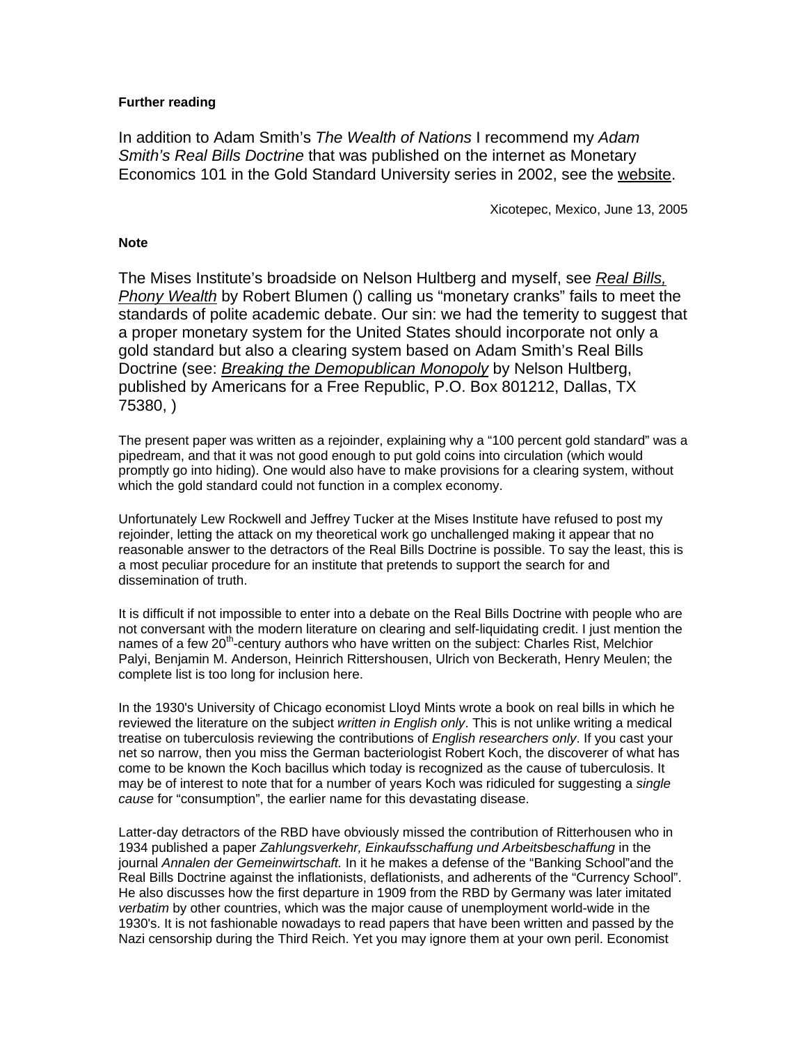**Further reading**

In addition to Adam Smith's *The Wealth of Nations* I recommend my *Adam Smith's Real Bills Doctrine* that was published on the internet as Monetary Economics 101 in the Gold Standard University series in 2002, see the website.

Xicotepec, Mexico, June 13, 2005

**Note**

The Mises Institute's broadside on Nelson Hultberg and myself, see ***Real Bills, Phony Wealth*** by Robert Blumen () calling us "monetary cranks" fails to meet the standards of polite academic debate. Our sin: we had the temerity to suggest that a proper monetary system for the United States should incorporate not only a gold standard but also a clearing system based on Adam Smith's Real Bills Doctrine (see: ***Breaking the Demopublican Monopoly*** by Nelson Hultberg, published by Americans for a Free Republic, P.O. Box 801212, Dallas, TX 75380, )

The present paper was written as a rejoinder, explaining why a "100 percent gold standard" was a pipedream, and that it was not good enough to put gold coins into circulation (which would promptly go into hiding). One would also have to make provisions for a clearing system, without which the gold standard could not function in a complex economy.

Unfortunately Lew Rockwell and Jeffrey Tucker at the Mises Institute have refused to post my rejoinder, letting the attack on my theoretical work go unchallenged making it appear that no reasonable answer to the detractors of the Real Bills Doctrine is possible. To say the least, this is a most peculiar procedure for an institute that pretends to support the search for and dissemination of truth.

It is difficult if not impossible to enter into a debate on the Real Bills Doctrine with people who are not conversant with the modern literature on clearing and self-liquidating credit. I just mention the names of a few 20th-century authors who have written on the subject: Charles Rist, Melchior Palyi, Benjamin M. Anderson, Heinrich Rittershousen, Ulrich von Beckerath, Henry Meulen; the complete list is too long for inclusion here.

In the 1930's University of Chicago economist Lloyd Mints wrote a book on real bills in which he reviewed the literature on the subject *written in English only*. This is not unlike writing a medical treatise on tuberculosis reviewing the contributions of *English researchers only*. If you cast your net so narrow, then you miss the German bacteriologist Robert Koch, the discoverer of what has come to be known the Koch bacillus which today is recognized as the cause of tuberculosis. It may be of interest to note that for a number of years Koch was ridiculed for suggesting a *single cause* for "consumption", the earlier name for this devastating disease.

Latter-day detractors of the RBD have obviously missed the contribution of Ritterhousen who in 1934 published a paper *Zahlungsverkehr, Einkaufsschaffung und Arbeitsbeschaffung* in the journal *Annalen der Gemeinwirtschaft.* In it he makes a defense of the "Banking School"and the Real Bills Doctrine against the inflationists, deflationists, and adherents of the "Currency School". He also discusses how the first departure in 1909 from the RBD by Germany was later imitated *verbatim* by other countries, which was the major cause of unemployment world-wide in the 1930's. It is not fashionable nowadays to read papers that have been written and passed by the Nazi censorship during the Third Reich. Yet you may ignore them at your own peril. Economist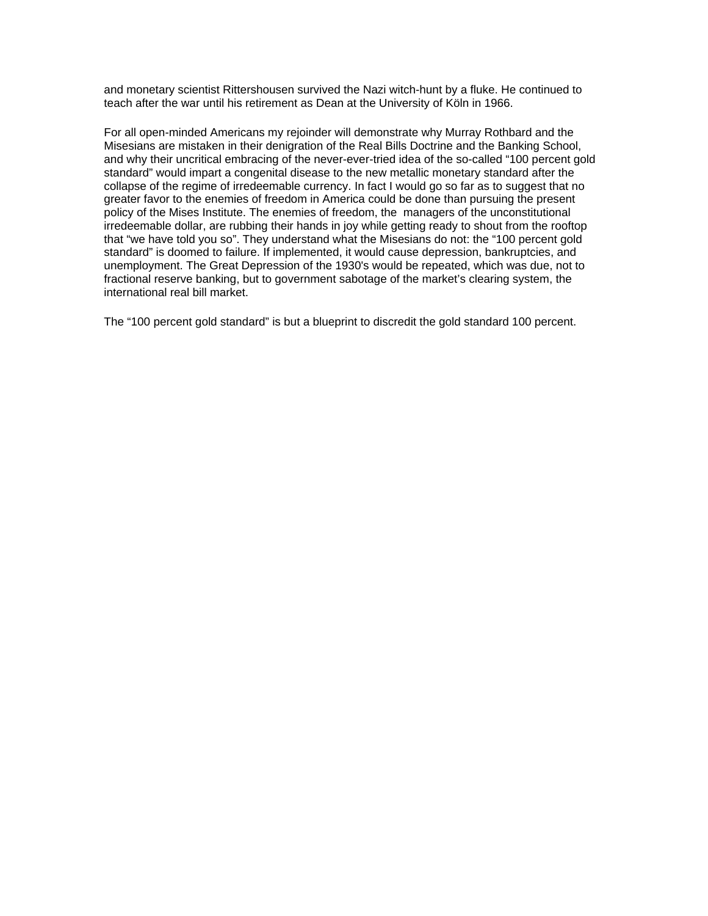and monetary scientist Rittershousen survived the Nazi witch-hunt by a fluke. He continued to teach after the war until his retirement as Dean at the University of Köln in 1966.

For all open-minded Americans my rejoinder will demonstrate why Murray Rothbard and the Misesians are mistaken in their denigration of the Real Bills Doctrine and the Banking School, and why their uncritical embracing of the never-ever-tried idea of the so-called "100 percent gold standard" would impart a congenital disease to the new metallic monetary standard after the collapse of the regime of irredeemable currency. In fact I would go so far as to suggest that no greater favor to the enemies of freedom in America could be done than pursuing the present policy of the Mises Institute. The enemies of freedom, the managers of the unconstitutional irredeemable dollar, are rubbing their hands in joy while getting ready to shout from the rooftop that "we have told you so". They understand what the Misesians do not: the "100 percent gold standard" is doomed to failure. If implemented, it would cause depression, bankruptcies, and unemployment. The Great Depression of the 1930's would be repeated, which was due, not to fractional reserve banking, but to government sabotage of the market's clearing system, the international real bill market.

The "100 percent gold standard" is but a blueprint to discredit the gold standard 100 percent.